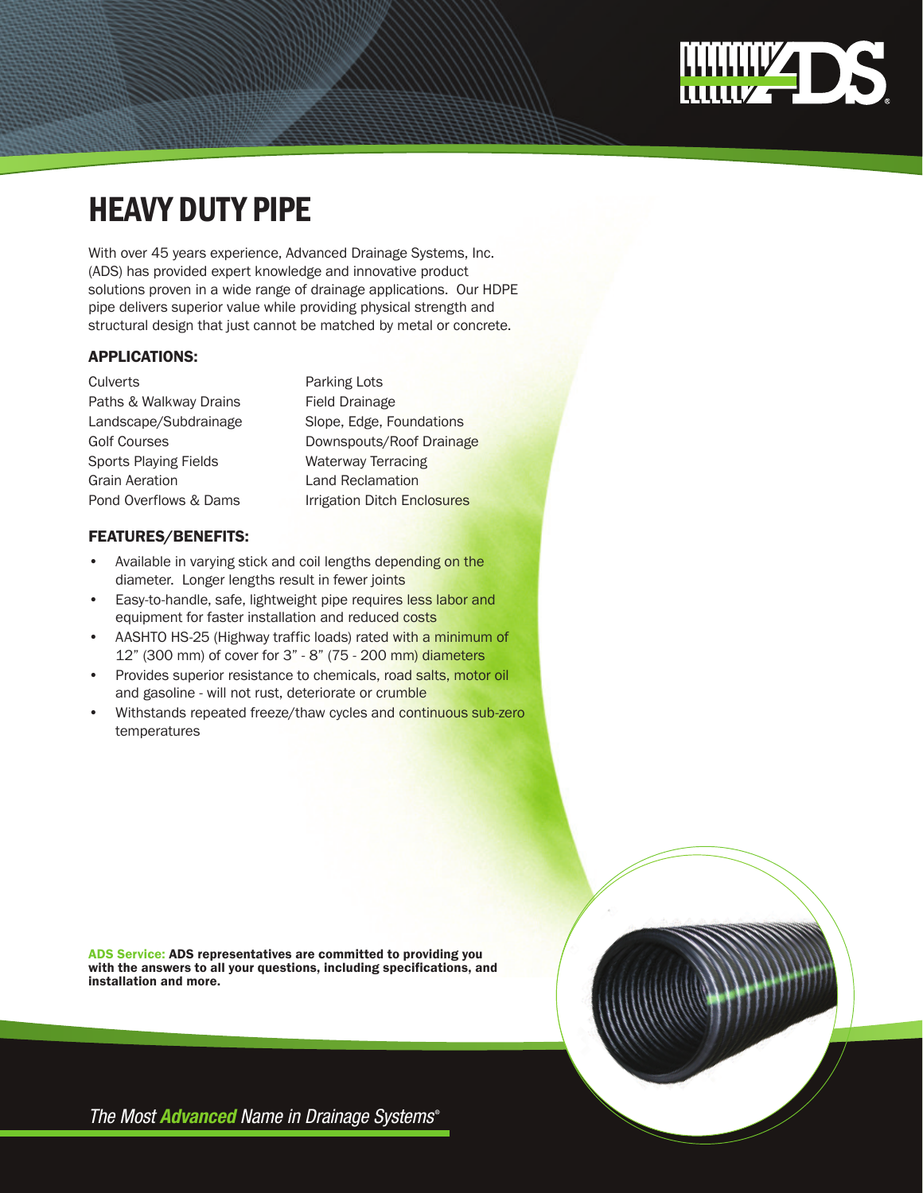# HEAVY DUTY PIPE

With over 45 years experience, Advanced Drainage Systems, Inc. (ADS) has provided expert knowledge and innovative product solutions proven in a wide range of drainage applications. Our HDPE pipe delivers superior value while providing physical strength and structural design that just cannot be matched by metal or concrete.

## APPLICATIONS:

- Culverts
- Paths & Walkway Drains
- Landscape/Subdrainage
- Golf Courses
- Sports Playing Fields
- Grain Aeration
- Pond Overflows & Dams
- Parking Lots
- Field Drainage
- Slope, Edge, Foundations
- Downspouts/Roof Drainage
- Waterway Terracing
- Land Reclamation
- Irrigation Ditch Enclosures

## FEATURES/BENEFITS:

- Available in varying stick and coil lengths depending on the diameter. Longer lengths result in fewer joints
- Easy-to-handle, safe, lightweight pipe requires less labor and equipment for faster installation and reduced costs
- AASHTO HS-25 (Highway traffic loads) rated with a minimum of 12" (300 mm) of cover for 3" - 8" (75 - 200 mm) diameters
- Provides superior resistance to chemicals, road salts, motor oil and gasoline - will not rust, deteriorate or crumble
- Withstands repeated freeze/thaw cycles and continuous sub-zero temperatures

**ADS Service: ADS representatives are committed to providing you with the answers to all your questions, including specifications, and installation and more.**

*The Most **Advanced** Name in Drainage Systems®*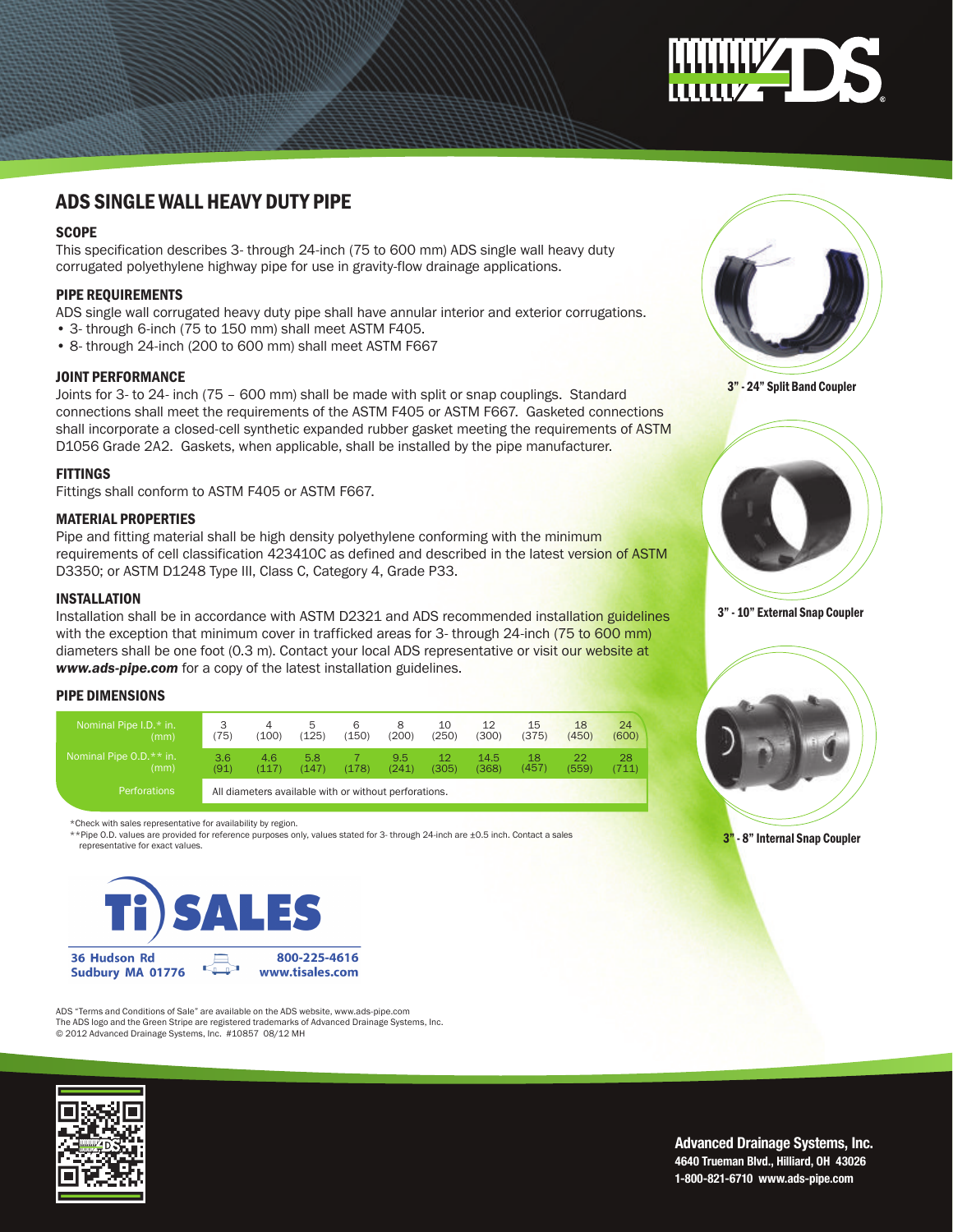# ADS SINGLE WALL HEAVY DUTY PIPE

### SCOPE

This specification describes 3- through 24-inch (75 to 600 mm) ADS single wall heavy duty corrugated polyethylene highway pipe for use in gravity-flow drainage applications.

### PIPE REQUIREMENTS

ADS single wall corrugated heavy duty pipe shall have annular interior and exterior corrugations.

- 3- through 6-inch (75 to 150 mm) shall meet ASTM F405.
- 8- through 24-inch (200 to 600 mm) shall meet ASTM F667

### JOINT PERFORMANCE

Joints for 3- to 24- inch (75 – 600 mm) shall be made with split or snap couplings. Standard connections shall meet the requirements of the ASTM F405 or ASTM F667. Gasketed connections shall incorporate a closed-cell synthetic expanded rubber gasket meeting the requirements of ASTM D1056 Grade 2A2. Gaskets, when applicable, shall be installed by the pipe manufacturer.

### FITTINGS

Fittings shall conform to ASTM F405 or ASTM F667.

### MATERIAL PROPERTIES

Pipe and fitting material shall be high density polyethylene conforming with the minimum requirements of cell classification 423410C as defined and described in the latest version of ASTM D3350; or ASTM D1248 Type III, Class C, Category 4, Grade P33.

### INSTALLATION

Installation shall be in accordance with ASTM D2321 and ADS recommended installation guidelines with the exception that minimum cover in trafficked areas for 3- through 24-inch (75 to 600 mm) diameters shall be one foot (0.3 m). Contact your local ADS representative or visit our website at ***www.ads-pipe.com*** for a copy of the latest installation guidelines.

### PIPE DIMENSIONS

| | | | | | | | | | | |
|---|---|---|---|---|---|---|---|---|---|---|
| Nominal Pipe I.D.* in. (mm) | 3 (75) | 4 (100) | 5 (125) | 6 (150) | 8 (200) | 10 (250) | 12 (300) | 15 (375) | 18 (450) | 24 (600) |
| Nominal Pipe O.D.** in. (mm) | 3.6 (91) | 4.6 (117) | 5.8 (147) | 7 (178) | 9.5 (241) | 12 (305) | 14.5 (368) | 18 (457) | 22 (559) | 28 (711) |
| Perforations | All diameters available with or without perforations. | | | | | | | | | |

*Check with sales representative for availability by region.
**Pipe O.D. values are provided for reference purposes only, values stated for 3- through 24-inch are ±0.5 inch. Contact a sales representative for exact values.

3" - 24" Split Band Coupler

3" - 10" External Snap Coupler

3" - 8" Internal Snap Coupler

Ti) SALES
36 Hudson Rd
Sudbury MA 01776
800-225-4616
www.tisales.com

ADS "Terms and Conditions of Sale" are available on the ADS website, www.ads-pipe.com
The ADS logo and the Green Stripe are registered trademarks of Advanced Drainage Systems, Inc.
© 2012 Advanced Drainage Systems, Inc. #10857 08/12 MH

**Advanced Drainage Systems, Inc.**
**4640 Trueman Blvd., Hilliard, OH 43026**
**1-800-821-6710 www.ads-pipe.com**